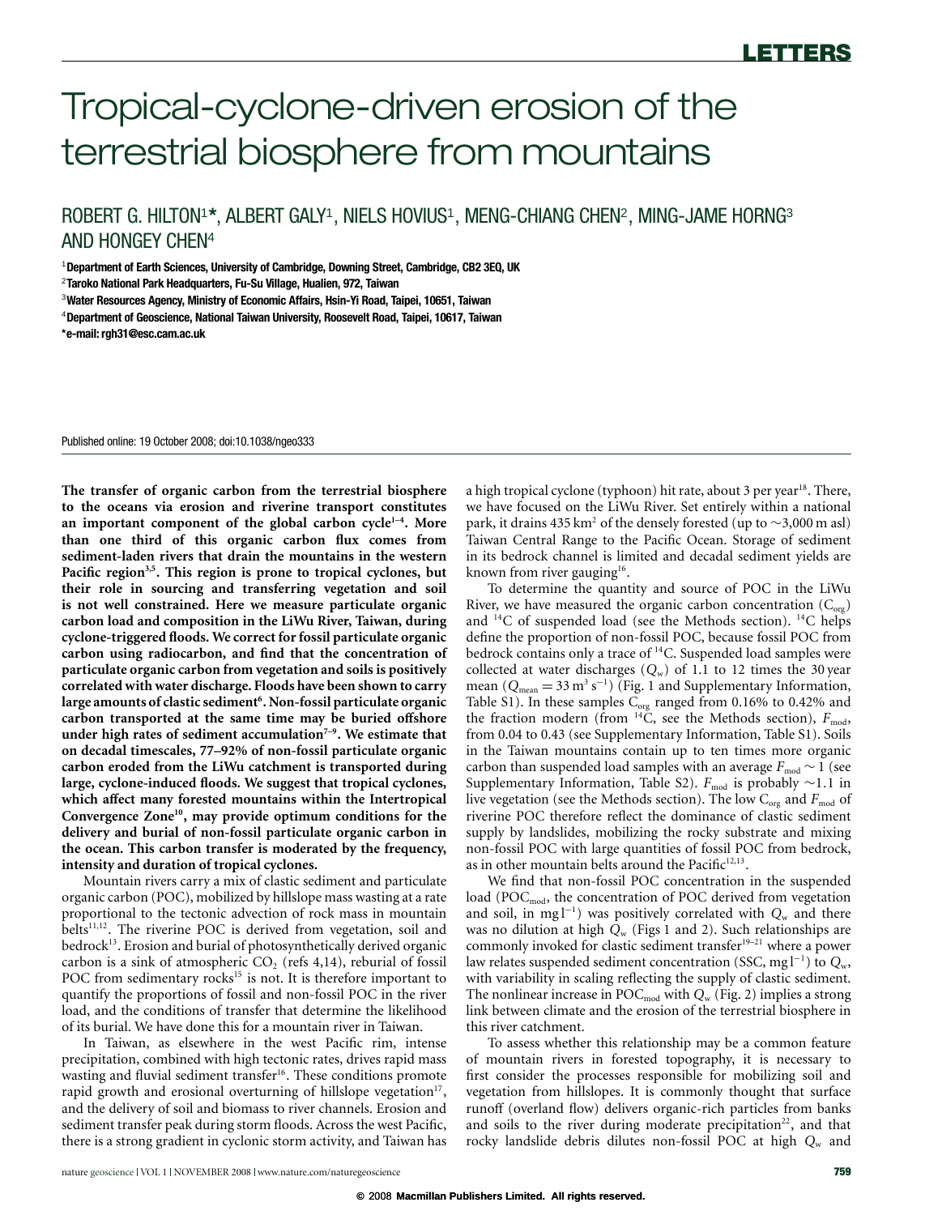# Tropical-cyclone-driven erosion of the terrestrial biosphere from mountains

ROBERT G. HILTON[1*], ALBERT GALY[1], NIELS HOVIUS[1], MENG-CHIANG CHEN[2], MING-JAME HORNG[3] AND HONGEY CHEN[4]

[1]Department of Earth Sciences, University of Cambridge, Downing Street, Cambridge, CB2 3EQ, UK

[2]Taroko National Park Headquarters, Fu-Su Village, Hualien, 972, Taiwan

[3]Water Resources Agency, Ministry of Economic Affairs, Hsin-Yi Road, Taipei, 10651, Taiwan

[4]Department of Geoscience, National Taiwan University, Roosevelt Road, Taipei, 10617, Taiwan

*e-mail: rgh31@esc.cam.ac.uk

Published online: 19 October 2008; doi:10.1038/ngeo333

**The transfer of organic carbon from the terrestrial biosphere to the oceans via erosion and riverine transport constitutes an important component of the global carbon cycle[1–4]. More than one third of this organic carbon flux comes from sediment-laden rivers that drain the mountains in the western Pacific region[3,5]. This region is prone to tropical cyclones, but their role in sourcing and transferring vegetation and soil is not well constrained. Here we measure particulate organic carbon load and composition in the LiWu River, Taiwan, during cyclone-triggered floods. We correct for fossil particulate organic carbon using radiocarbon, and find that the concentration of particulate organic carbon from vegetation and soils is positively correlated with water discharge. Floods have been shown to carry large amounts of clastic sediment[6]. Non-fossil particulate organic carbon transported at the same time may be buried offshore under high rates of sediment accumulation[7–9]. We estimate that on decadal timescales, 77–92% of non-fossil particulate organic carbon eroded from the LiWu catchment is transported during large, cyclone-induced floods. We suggest that tropical cyclones, which affect many forested mountains within the Intertropical Convergence Zone[10], may provide optimum conditions for the delivery and burial of non-fossil particulate organic carbon in the ocean. This carbon transfer is moderated by the frequency, intensity and duration of tropical cyclones.**

Mountain rivers carry a mix of clastic sediment and particulate organic carbon (POC), mobilized by hillslope mass wasting at a rate proportional to the tectonic advection of rock mass in mountain belts[11,12]. The riverine POC is derived from vegetation, soil and bedrock[13]. Erosion and burial of photosynthetically derived organic carbon is a sink of atmospheric $CO_2$ (refs 4,14), reburial of fossil POC from sedimentary rocks[15] is not. It is therefore important to quantify the proportions of fossil and non-fossil POC in the river load, and the conditions of transfer that determine the likelihood of its burial. We have done this for a mountain river in Taiwan.

In Taiwan, as elsewhere in the west Pacific rim, intense precipitation, combined with high tectonic rates, drives rapid mass wasting and fluvial sediment transfer[16]. These conditions promote rapid growth and erosional overturning of hillslope vegetation[17], and the delivery of soil and biomass to river channels. Erosion and sediment transfer peak during storm floods. Across the west Pacific, there is a strong gradient in cyclonic storm activity, and Taiwan has a high tropical cyclone (typhoon) hit rate, about 3 per year[18]. There, we have focused on the LiWu River. Set entirely within a national park, it drains 435 km$^2$ of the densely forested (up to ~3,000 m asl) Taiwan Central Range to the Pacific Ocean. Storage of sediment in its bedrock channel is limited and decadal sediment yields are known from river gauging[16].

To determine the quantity and source of POC in the LiWu River, we have measured the organic carbon concentration ($C_{org}$) and $^{14}C$ of suspended load (see the Methods section). $^{14}C$ helps define the proportion of non-fossil POC, because fossil POC from bedrock contains only a trace of $^{14}C$. Suspended load samples were collected at water discharges ($Q_w$) of 1.1 to 12 times the 30 year mean ($Q_{mean} = 33\ m^3\ s^{-1}$) (Fig. 1 and Supplementary Information, Table S1). In these samples $C_{org}$ ranged from 0.16% to 0.42% and the fraction modern (from $^{14}C$, see the Methods section), $F_{mod}$, from 0.04 to 0.43 (see Supplementary Information, Table S1). Soils in the Taiwan mountains contain up to ten times more organic carbon than suspended load samples with an average $F_{mod} \sim 1$ (see Supplementary Information, Table S2). $F_{mod}$ is probably ~1.1 in live vegetation (see the Methods section). The low $C_{org}$ and $F_{mod}$ of riverine POC therefore reflect the dominance of clastic sediment supply by landslides, mobilizing the rocky substrate and mixing non-fossil POC with large quantities of fossil POC from bedrock, as in other mountain belts around the Pacific[12,13].

We find that non-fossil POC concentration in the suspended load ($POC_{mod}$, the concentration of POC derived from vegetation and soil, in mg l$^{-1}$) was positively correlated with $Q_w$ and there was no dilution at high $Q_w$ (Figs 1 and 2). Such relationships are commonly invoked for clastic sediment transfer[19–21] where a power law relates suspended sediment concentration (SSC, mg l$^{-1}$) to $Q_w$, with variability in scaling reflecting the supply of clastic sediment. The nonlinear increase in $POC_{mod}$ with $Q_w$ (Fig. 2) implies a strong link between climate and the erosion of the terrestrial biosphere in this river catchment.

To assess whether this relationship may be a common feature of mountain rivers in forested topography, it is necessary to first consider the processes responsible for mobilizing soil and vegetation from hillslopes. It is commonly thought that surface runoff (overland flow) delivers organic-rich particles from banks and soils to the river during moderate precipitation[22], and that rocky landslide debris dilutes non-fossil POC at high $Q_w$ and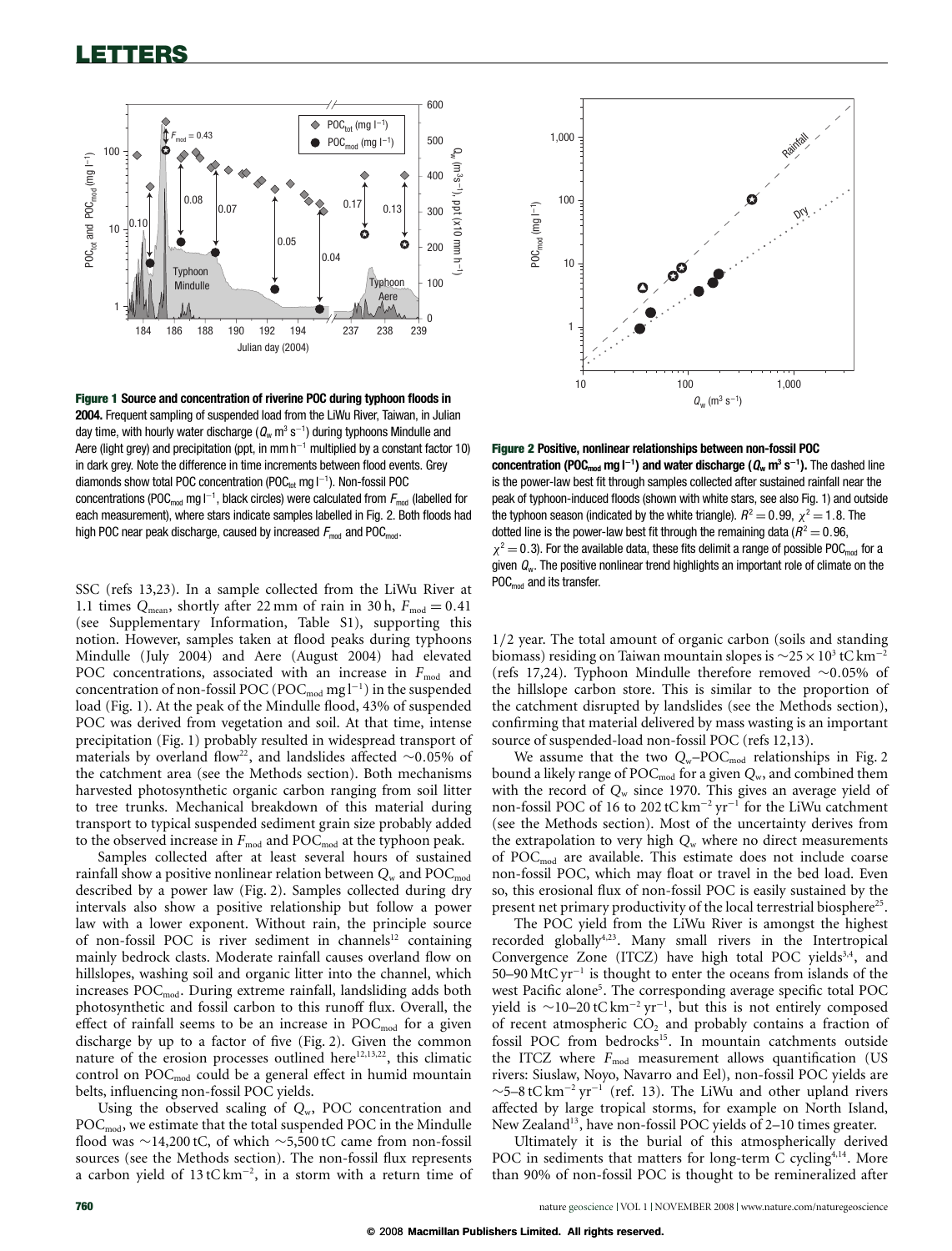**Figure 1 Source and concentration of riverine POC during typhoon floods in 2004.** Frequent sampling of suspended load from the LiWu River, Taiwan, in Julian day time, with hourly water discharge ($Q_w$ m$^3$ s$^{-1}$) during typhoons Mindulle and Aere (light grey) and precipitation (ppt, in mm h$^{-1}$ multiplied by a constant factor 10) in dark grey. Note the difference in time increments between flood events. Grey diamonds show total POC concentration ($POC_{tot}$ mg l$^{-1}$). Non-fossil POC concentrations ($POC_{mod}$ mg l$^{-1}$, black circles) were calculated from $F_{mod}$ (labelled for each measurement), where stars indicate samples labelled in Fig. 2. Both floods had high POC near peak discharge, caused by increased $F_{mod}$ and $POC_{mod}$.

**Figure 2 Positive, nonlinear relationships between non-fossil POC concentration ($POC_{mod}$ mg l$^{-1}$) and water discharge ($Q_w$ m$^3$ s$^{-1}$).** The dashed line is the power-law best fit through samples collected after sustained rainfall near the peak of typhoon-induced floods (shown with white stars, see also Fig. 1) and outside the typhoon season (indicated by the white triangle). $R^2 = 0.99$, $\chi^2 = 1.8$. The dotted line is the power-law best fit through the remaining data ($R^2 = 0.96$, $\chi^2 = 0.3$). For the available data, these fits delimit a range of possible $POC_{mod}$ for a given $Q_w$. The positive nonlinear trend highlights an important role of climate on the $POC_{mod}$ and its transfer.

SSC (refs 13,23). In a sample collected from the LiWu River at 1.1 times $Q_{mean}$, shortly after 22 mm of rain in 30 h, $F_{mod} = 0.41$ (see Supplementary Information, Table S1), supporting this notion. However, samples taken at flood peaks during typhoons Mindulle (July 2004) and Aere (August 2004) had elevated POC concentrations, associated with an increase in $F_{mod}$ and concentration of non-fossil POC ($POC_{mod}$ mg l$^{-1}$) in the suspended load (Fig. 1). At the peak of the Mindulle flood, 43% of suspended POC was derived from vegetation and soil. At that time, intense precipitation (Fig. 1) probably resulted in widespread transport of materials by overland flow[22], and landslides affected ~0.05% of the catchment area (see the Methods section). Both mechanisms harvested photosynthetic organic carbon ranging from soil litter to tree trunks. Mechanical breakdown of this material during transport to typical suspended sediment grain size probably added to the observed increase in $F_{mod}$ and $POC_{mod}$ at the typhoon peak.

Samples collected after at least several hours of sustained rainfall show a positive nonlinear relation between $Q_w$ and $POC_{mod}$ described by a power law (Fig. 2). Samples collected during dry intervals also show a positive relationship but follow a power law with a lower exponent. Without rain, the principle source of non-fossil POC is river sediment in channels[12] containing mainly bedrock clasts. Moderate rainfall causes overland flow on hillslopes, washing soil and organic litter into the channel, which increases $POC_{mod}$. During extreme rainfall, landsliding adds both photosynthetic and fossil carbon to this runoff flux. Overall, the effect of rainfall seems to be an increase in $POC_{mod}$ for a given discharge by up to a factor of five (Fig. 2). Given the common nature of the erosion processes outlined here[12,13,22], this climatic control on $POC_{mod}$ could be a general effect in humid mountain belts, influencing non-fossil POC yields.

Using the observed scaling of $Q_w$, POC concentration and $POC_{mod}$, we estimate that the total suspended POC in the Mindulle flood was ~14,200 tC, of which ~5,500 tC came from non-fossil sources (see the Methods section). The non-fossil flux represents a carbon yield of 13 tC km$^{-2}$, in a storm with a return time of 1/2 year. The total amount of organic carbon (soils and standing biomass) residing on Taiwan mountain slopes is ~$25 \times 10^3$ tC km$^{-2}$ (refs 17,24). Typhoon Mindulle therefore removed ~0.05% of the hillslope carbon store. This is similar to the proportion of the catchment disrupted by landslides (see the Methods section), confirming that material delivered by mass wasting is an important source of suspended-load non-fossil POC (refs 12,13).

We assume that the two $Q_w$–$POC_{mod}$ relationships in Fig. 2 bound a likely range of $POC_{mod}$ for a given $Q_w$, and combined them with the record of $Q_w$ since 1970. This gives an average yield of non-fossil POC of 16 to 202 tC km$^{-2}$ yr$^{-1}$ for the LiWu catchment (see the Methods section). Most of the uncertainty derives from the extrapolation to very high $Q_w$ where no direct measurements of $POC_{mod}$ are available. This estimate does not include coarse non-fossil POC, which may float or travel in the bed load. Even so, this erosional flux of non-fossil POC is easily sustained by the present net primary productivity of the local terrestrial biosphere[25].

The POC yield from the LiWu River is amongst the highest recorded globally[4,23]. Many small rivers in the Intertropical Convergence Zone (ITCZ) have high total POC yields[3,4], and 50–90 MtC yr$^{-1}$ is thought to enter the oceans from islands of the west Pacific alone[5]. The corresponding average specific total POC yield is ~10–20 tC km$^{-2}$ yr$^{-1}$, but this is not entirely composed of recent atmospheric $CO_2$ and probably contains a fraction of fossil POC from bedrocks[15]. In mountain catchments outside the ITCZ where $F_{mod}$ measurement allows quantification (US rivers: Siuslaw, Noyo, Navarro and Eel), non-fossil POC yields are ~5–8 tC km$^{-2}$ yr$^{-1}$ (ref. 13). The LiWu and other upland rivers affected by large tropical storms, for example on North Island, New Zealand[13], have non-fossil POC yields of 2–10 times greater.

Ultimately it is the burial of this atmospherically derived POC in sediments that matters for long-term C cycling[4,14]. More than 90% of non-fossil POC is thought to be remineralized after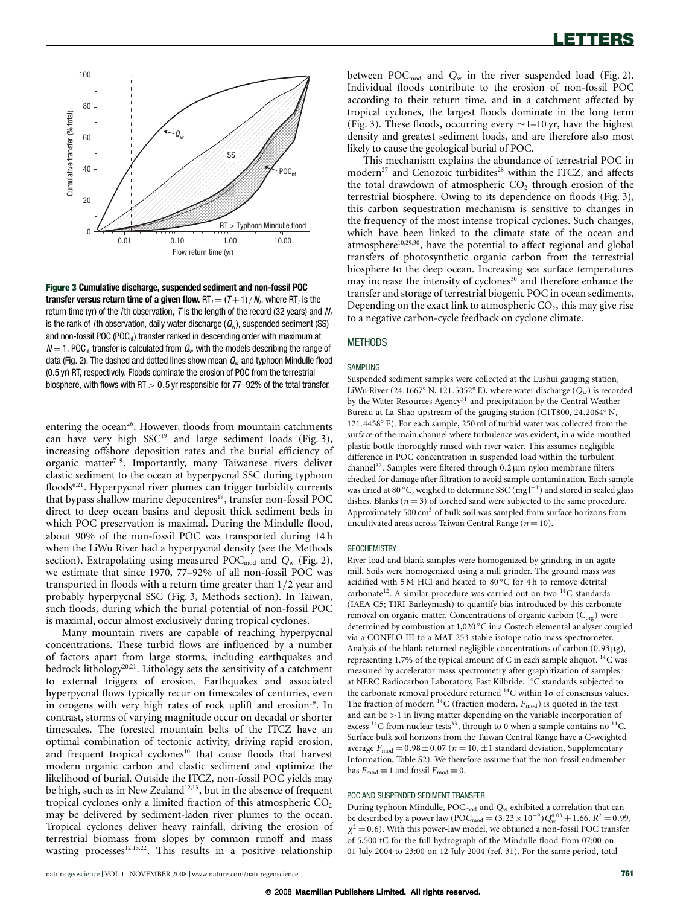**Figure 3 Cumulative discharge, suspended sediment and non-fossil POC transfer versus return time of a given flow.** $RT_i = (T+1)/N_i$, where $RT_i$ is the return time (yr) of the $i$th observation, $T$ is the length of the record (32 years) and $N_i$ is the rank of $i$th observation, daily water discharge ($Q_w$), suspended sediment (SS) and non-fossil POC ($POC_{nf}$) transfer ranked in descending order with maximum at $N = 1$. $POC_{nf}$ transfer is calculated from $Q_w$ with the models describing the range of data (Fig. 2). The dashed and dotted lines show mean $Q_w$ and typhoon Mindulle flood (0.5 yr) RT, respectively. Floods dominate the erosion of POC from the terrestrial biosphere, with flows with RT > 0.5 yr responsible for 77–92% of the total transfer.

entering the ocean[26]. However, floods from mountain catchments can have very high SSC[19] and large sediment loads (Fig. 3), increasing offshore deposition rates and the burial efficiency of organic matter[7–9]. Importantly, many Taiwanese rivers deliver clastic sediment to the ocean at hyperpycnal SSC during typhoon floods[6,21]. Hyperpycnal river plumes can trigger turbidity currents that bypass shallow marine depocentres[19], transfer non-fossil POC direct to deep ocean basins and deposit thick sediment beds in which POC preservation is maximal. During the Mindulle flood, about 90% of the non-fossil POC was transported during 14 h when the LiWu River had a hyperpycnal density (see the Methods section). Extrapolating using measured $POC_{mod}$ and $Q_w$ (Fig. 2), we estimate that since 1970, 77–92% of all non-fossil POC was transported in floods with a return time greater than 1/2 year and probably hyperpycnal SSC (Fig. 3, Methods section). In Taiwan, such floods, during which the burial potential of non-fossil POC is maximal, occur almost exclusively during tropical cyclones.

Many mountain rivers are capable of reaching hyperpycnal concentrations. These turbid flows are influenced by a number of factors apart from large storms, including earthquakes and bedrock lithology[20,21]. Lithology sets the sensitivity of a catchment to external triggers of erosion. Earthquakes and associated hyperpycnal flows typically recur on timescales of centuries, even in orogens with very high rates of rock uplift and erosion[19]. In contrast, storms of varying magnitude occur on decadal or shorter timescales. The forested mountain belts of the ITCZ have an optimal combination of tectonic activity, driving rapid erosion, and frequent tropical cyclones[10] that cause floods that harvest modern organic carbon and clastic sediment and optimize the likelihood of burial. Outside the ITCZ, non-fossil POC yields may be high, such as in New Zealand[12,13], but in the absence of frequent tropical cyclones only a limited fraction of this atmospheric $CO_2$ may be delivered by sediment-laden river plumes to the ocean. Tropical cyclones deliver heavy rainfall, driving the erosion of terrestrial biomass from slopes by common runoff and mass wasting processes[12,13,22]. This results in a positive relationship between $POC_{mod}$ and $Q_w$ in the river suspended load (Fig. 2). Individual floods contribute to the erosion of non-fossil POC according to their return time, and in a catchment affected by tropical cyclones, the largest floods dominate in the long term (Fig. 3). These floods, occurring every ~1–10 yr, have the highest density and greatest sediment loads, and are therefore also most likely to cause the geological burial of POC.

This mechanism explains the abundance of terrestrial POC in modern[27] and Cenozoic turbidites[28] within the ITCZ, and affects the total drawdown of atmospheric $CO_2$ through erosion of the terrestrial biosphere. Owing to its dependence on floods (Fig. 3), this carbon sequestration mechanism is sensitive to changes in the frequency of the most intense tropical cyclones. Such changes, which have been linked to the climate state of the ocean and atmosphere[10,29,30], have the potential to affect regional and global transfers of photosynthetic organic carbon from the terrestrial biosphere to the deep ocean. Increasing sea surface temperatures may increase the intensity of cyclones[30] and therefore enhance the transfer and storage of terrestrial biogenic POC in ocean sediments. Depending on the exact link to atmospheric $CO_2$, this may give rise to a negative carbon-cycle feedback on cyclone climate.

## METHODS

### SAMPLING

Suspended sediment samples were collected at the Lushui gauging station, LiWu River (24.1667° N, 121.5052° E), where water discharge ($Q_w$) is recorded by the Water Resources Agency[31] and precipitation by the Central Weather Bureau at La-Shao upstream of the gauging station (C1T800, 24.2064° N, 121.4458° E). For each sample, 250 ml of turbid water was collected from the surface of the main channel where turbulence was evident, in a wide-mouthed plastic bottle thoroughly rinsed with river water. This assumes negligible difference in POC concentration in suspended load within the turbulent channel[32]. Samples were filtered through 0.2 μm nylon membrane filters checked for damage after filtration to avoid sample contamination. Each sample was dried at 80 °C, weighed to determine SSC ($mg\,l^{-1}$) and stored in sealed glass dishes. Blanks ($n = 3$) of torched sand were subjected to the same procedure. Approximately 500 $cm^3$ of bulk soil was sampled from surface horizons from uncultivated areas across Taiwan Central Range ($n = 10$).

### GEOCHEMISTRY

River load and blank samples were homogenized by grinding in an agate mill. Soils were homogenized using a mill grinder. The ground mass was acidified with 5 M HCl and heated to 80 °C for 4 h to remove detrital carbonate[12]. A similar procedure was carried out on two $^{14}C$ standards (IAEA-C5; TIRI-Barleymash) to quantify bias introduced by this carbonate removal on organic matter. Concentrations of organic carbon ($C_{org}$) were determined by combustion at 1,020 °C in a Costech elemental analyser coupled via a CONFLO III to a MAT 253 stable isotope ratio mass spectrometer. Analysis of the blank returned negligible concentrations of carbon (0.93 μg), representing 1.7% of the typical amount of C in each sample aliquot. $^{14}C$ was measured by accelerator mass spectrometry after graphitization of samples at NERC Radiocarbon Laboratory, East Kilbride. $^{14}C$ standards subjected to the carbonate removal procedure returned $^{14}C$ within 1σ of consensus values. The fraction of modern $^{14}C$ (fraction modern, $F_{mod}$) is quoted in the text and can be >1 in living matter depending on the variable incorporation of excess $^{14}C$ from nuclear tests[33], through to 0 when a sample contains no $^{14}C$. Surface bulk soil horizons from the Taiwan Central Range have a C-weighted average $F_{mod} = 0.98 \pm 0.07$ ($n = 10$, ±1 standard deviation, Supplementary Information, Table S2). We therefore assume that the non-fossil endmember has $F_{mod} = 1$ and fossil $F_{mod} = 0$.

### POC AND SUSPENDED SEDIMENT TRANSFER

During typhoon Mindulle, $POC_{mod}$ and $Q_w$ exhibited a correlation that can be described by a power law ($POC_{mod} = (3.23 \times 10^{-9})Q_w^{4.03} + 1.66$, $R^2 = 0.99$, $\chi^2 = 0.6$). With this power-law model, we obtained a non-fossil POC transfer of 5,500 tC for the full hydrograph of the Mindulle flood from 07:00 on 01 July 2004 to 23:00 on 12 July 2004 (ref. 31). For the same period, total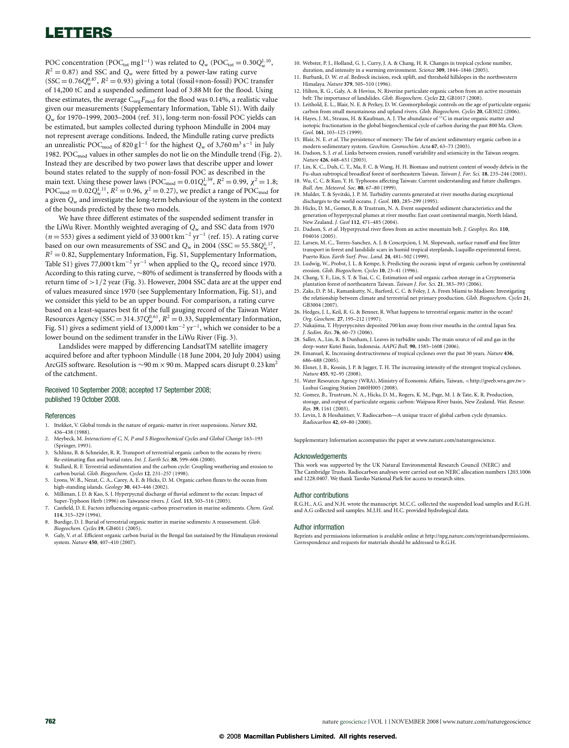POC concentration ($POC_{tot}$ mg $l^{-1}$) was related to $Q_w$ ($POC_{tot} = 0.30Q_w^{1.10}$, $R^2 = 0.87$) and SSC and $Q_w$ were fitted by a power-law rating curve ($SSC = 0.76Q_w^{0.87}$, $R^2 = 0.93$) giving a total (fossil+non-fossil) POC transfer of 14,200 tC and a suspended sediment load of 3.88 Mt for the flood. Using these estimates, the average $C_{org}F_{mod}$ for the flood was 0.14%, a realistic value given our measurements (Supplementary Information, Table S1). With daily $Q_w$ for 1970–1999, 2003–2004 (ref. 31), long-term non-fossil POC yields can be estimated, but samples collected during typhoon Mindulle in 2004 may not represent average conditions. Indeed, the Mindulle rating curve predicts an unrealistic $POC_{mod}$ of 820 g $l^{-1}$ for the highest $Q_w$ of 3,760 $m^3$ $s^{-1}$ in July 1982. $POC_{mod}$ values in other samples do not lie on the Mindulle trend (Fig. 2). Instead they are described by two power laws that describe upper and lower bound states related to the supply of non-fossil POC as described in the main text. Using these power laws ($POC_{mod} = 0.01Q_w^{1.59}$, $R^2 = 0.99$, $\chi^2 = 1.8$; $POC_{mod} = 0.02Q_w^{1.11}$, $R^2 = 0.96$, $\chi^2 = 0.27$), we predict a range of $POC_{mod}$ for a given $Q_w$ and investigate the long-term behaviour of the system in the context of the bounds predicted by these two models.

We have three different estimates of the suspended sediment transfer in the LiWu River. Monthly weighted averaging of $Q_w$ and SSC data from 1970 ($n = 553$) gives a sediment yield of 33 000 t $km^{-2}$ $yr^{-1}$ (ref. 15). A rating curve based on our own measurements of SSC and $Q_w$ in 2004 ($SSC = 55.58Q_w^{1.17}$, $R^2 = 0.82$, Supplementary Information, Fig. S1, Supplementary Information, Table S1) gives 77,000 t $km^{-2}$ $yr^{-1}$ when applied to the $Q_w$ record since 1970. According to this rating curve, ~80% of sediment is transferred by floods with a return time of >1/2 year (Fig. 3). However, 2004 SSC data are at the upper end of values measured since 1970 (see Supplementary Information, Fig. S1), and we consider this yield to be an upper bound. For comparison, a rating curve based on a least-squares best fit of the full gauging record of the Taiwan Water Resources Agency ($SSC = 314.37Q_w^{0.61}$, $R^2 = 0.33$, Supplementary Information, Fig. S1) gives a sediment yield of 13,000 t $km^{-2}$ $yr^{-1}$, which we consider to be a lower bound on the sediment transfer in the LiWu River (Fig. 3).

Landslides were mapped by differencing LandsatTM satellite imagery acquired before and after typhoon Mindulle (18 June 2004, 20 July 2004) using ArcGIS software. Resolution is ~90 m × 90 m. Mapped scars disrupt 0.23 $km^2$ of the catchment.

Received 10 September 2008; accepted 17 September 2008; published 19 October 2008.

## References

1. Ittekkot, V. Global trends in the nature of organic-matter in river suspensions. *Nature* **332**, 436–438 (1988).
2. Meybeck, M. *Interactions of C, N, P and S Biogeochemical Cycles and Global Change* 163–193 (Springer, 1993).
3. Schlünz, B. & Schneider, R. R. Transport of terrestrial organic carbon to the oceans by rivers: Re-estimating flux and burial rates. *Int. J. Earth Sci.* **88**, 599–606 (2000).
4. Stallard, R. F. Terrestrial sedimentation and the carbon cycle: Coupling weathering and erosion to carbon burial. *Glob. Biogeochem. Cycles* **12**, 231–257 (1998).
5. Lyons, W. B., Nezat, C. A., Carey, A. E. & Hicks, D. M. Organic carbon fluxes to the ocean from high-standing islands. *Geology* **30**, 443–446 (2002).
6. Milliman, J. D. & Kao, S. J. Hyperpycnal discharge of fluvial sediment to the ocean: Impact of Super-Typhoon Herb (1996) on Taiwanese rivers. *J. Geol.* **113**, 503–516 (2005).
7. Canfield, D. E. Factors influencing organic-carbon preservation in marine sediments. *Chem. Geol.* **114**, 315–329 (1994).
8. Burdige, D. J. Burial of terrestrial organic matter in marine sediments: A reassessment. *Glob. Biogeochem. Cycles* **19**, GB4011 (2005).
9. Galy, V. *et al.* Efficient organic carbon burial in the Bengal fan sustained by the Himalayan erosional system. *Nature* **450**, 407–410 (2007).
10. Webster, P. J., Holland, G. J., Curry, J. A. & Chang, H. R. Changes in tropical cyclone number, duration, and intensity in a warming environment. *Science* **309**, 1844–1846 (2005).
11. Burbank, D. W. *et al.* Bedrock incision, rock uplift, and threshold hillslopes in the northwestern Himalaya. *Nature* **379**, 505–510 (1996).
12. Hilton, R. G., Galy, A. & Hovius, N. Riverine particulate organic carbon from an active mountain belt: The importance of landslides. *Glob. Biogeochem. Cycles* **22**, GB1017 (2008).
13. Leithold, E. L., Blair, N. E. & Perkey, D. W. Geomorphologic controls on the age of particulate organic carbon from small mountainous and upland rivers. *Glob. Biogeochem. Cycles* **20**, GB3022 (2006).
14. Hayes, J. M., Strauss, H. & Kaufman, A. J. The abundance of $^{13}$C in marine organic matter and isotopic fractionation in the global biogeochemical cycle of carbon during the past 800 Ma. *Chem. Geol.* **161**, 103–125 (1999).
15. Blair, N. E. *et al.* The persistence of memory: The fate of ancient sedimentary organic carbon in a modern sedimentary system. *Geochim. Cosmochim. Acta* **67**, 63–73 (2003).
16. Dadson, S. J. *et al.* Links between erosion, runoff variability and seismicity in the Taiwan orogen. *Nature* **426**, 648–651 (2003).
17. Lin, K. C., Duh, C. T., Ma, F. C. & Wang, H. H. Biomass and nutrient content of woody debris in the Fu-shan subtropical broadleaf forest of northeastern Taiwan. *Taiwan J. For. Sci.* **18**, 235–244 (2003).
18. Wu, C. C. & Kuo, Y. H. Typhoons affecting Taiwan: Current understanding and future challenges. *Bull. Am. Meteorol. Soc.* **80**, 67–80 (1999).
19. Mulder, T. & Syvitski, J. P. M. Turbidity currents generated at river mouths during exceptional discharges to the world oceans. *J. Geol.* **103**, 285–299 (1995).
20. Hicks, D. M., Gomez, B. & Trustrum, N. A. Event suspended sediment characteristics and the generation of hyperpycnal plumes at river mouths: East coast continental margin, North Island, New Zealand. *J. Geol* **112**, 471–485 (2004).
21. Dadson, S. *et al.* Hyperpycnal river flows from an active mountain belt. *J. Geophys. Res.* **110**, F04016 (2005).
22. Larsen, M. C., Torres-Sanchez, A. J. & Concepcion, I. M. Slopewash, surface runoff and fine litter transport in forest and landslide scars in humid tropical steeplands, Luquillo experimental forest, Puerto Rico. *Earth Surf. Proc. Land.* **24**, 481–502 (1999).
23. Ludwig, W., Probst, J. L. & Kempe, S. Predicting the oceanic input of organic carbon by continental erosion. *Glob. Biogeochem. Cycles* **10**, 23–41 (1996).
24. Chang, Y. F., Lin, S. T. & Tsai, C. C. Estimation of soil organic carbon storage in a Cryptomeria plantation forest of northeastern Taiwan. *Taiwan J. For. Sci.* **21**, 383–393 (2006).
25. Zaks, D. P. M., Ramankutty, N., Barford, C. C. & Foley, J. A. From Miami to Madison: Investigating the relationship between climate and terrestrial net primary production. *Glob. Biogeochem. Cycles* **21**, GB3004 (2007).
26. Hedges, J. I., Keil, R. G. & Benner, R. What happens to terrestrial organic matter in the ocean? *Org. Geochem.* **27**, 195–212 (1997).
27. Nakajima, T. Hyperpycnites deposited 700 km away from river mouths in the central Japan Sea. *J. Sedim. Res.* **76**, 60–73 (2006).
28. Saller, A., Lin, R. & Dunham, J. Leaves in turbidite sands: The main source of oil and gas in the deep-water Kutei Basin, Indonesia. *AAPG Bull.* **90**, 1585–1608 (2006).
29. Emanuel, K. Increasing destructiveness of tropical cyclones over the past 30 years. *Nature* **436**, 686–688 (2005).
30. Elsner, J. B., Kossin, J. P. & Jagger, T. H. The increasing intensity of the strongest tropical cyclones. *Nature* **455**, 92–95 (2008).
31. Water Resources Agency (WRA), Ministry of Economic Affairs, Taiwan, <http://gweb.wra.gov.tw> Lushui Gauging Station 2460H005 (2008).
32. Gomez, B., Trustrum, N. A., Hicks, D. M., Rogers, K. M., Page, M. J. & Tate, K. R. Production, storage, and output of particulate organic carbon: Waipaoa River basin, New Zealand. *Wat. Resour. Res.* **39**, 1161 (2003).
33. Levin, I. & Hesshaimer, V. Radiocarbon—A unique tracer of global carbon cycle dynamics. *Radiocarbon* **42**, 69–80 (2000).

Supplementary Information accompanies the paper at www.nature.com/naturegeoscience.

### Acknowledgements

This work was supported by the UK Natural Environmental Research Council (NERC) and The Cambridge Trusts. Radiocarbon analyses were carried out on NERC allocation numbers 1203.1006 and 1228.0407. We thank Taroko National Park for access to research sites.

### Author contributions

R.G.H., A.G. and N.H. wrote the manuscript. M.C.C. collected the suspended load samples and R.G.H. and A.G collected soil samples. M.J.H. and H.C. provided hydrological data.

### Author information

Reprints and permissions information is available online at http://npg.nature.com/reprintsandpermissions. Correspondence and requests for materials should be addressed to R.G.H.